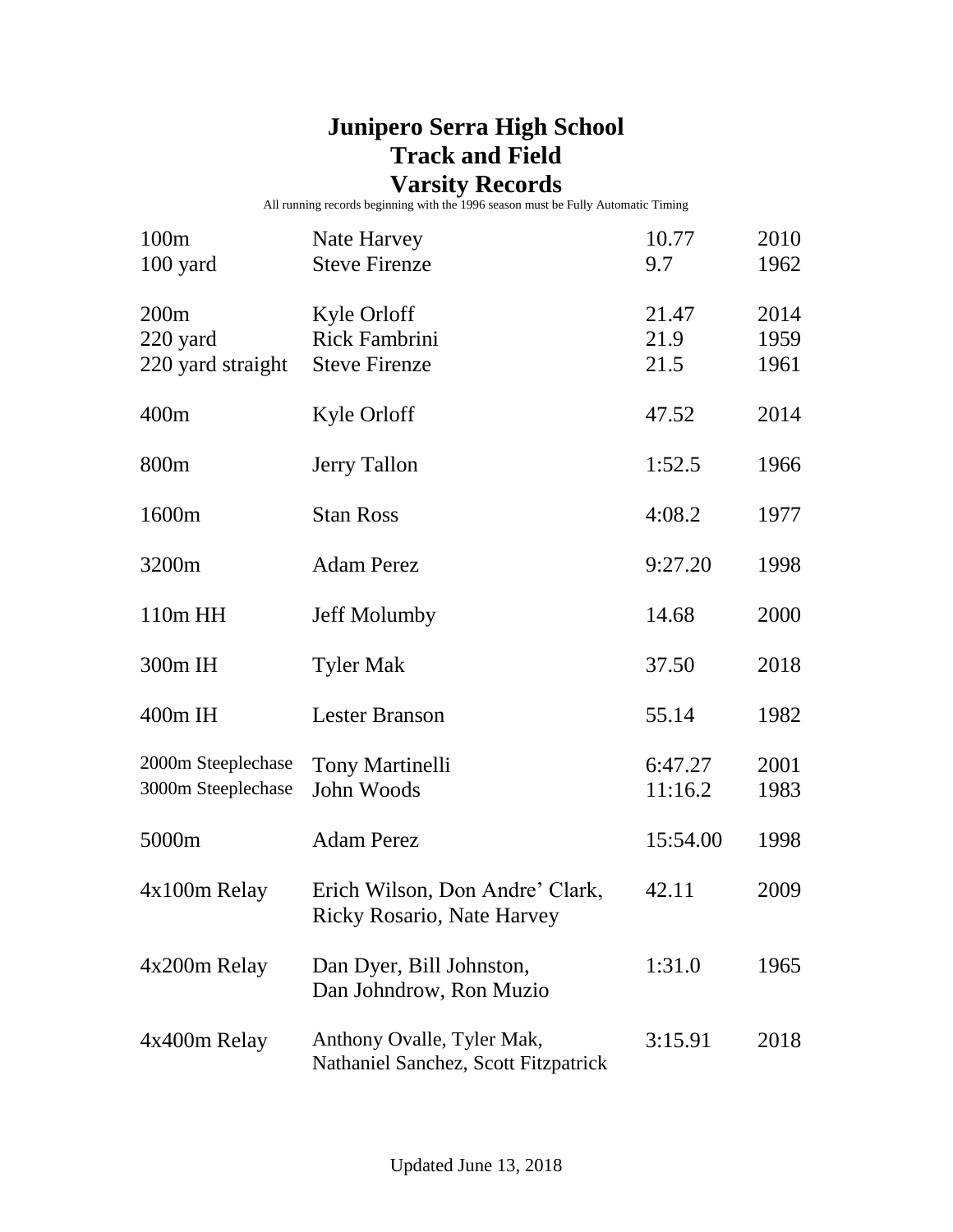# Junipero Serra High School
# Track and Field
# Varsity Records

All running records beginning with the 1996 season must be Fully Automatic Timing

| Event | Name | Mark | Year |
|---|---|---|---|
| 100m | Nate Harvey | 10.77 | 2010 |
| 100 yard | Steve Firenze | 9.7 | 1962 |
| 200m | Kyle Orloff | 21.47 | 2014 |
| 220 yard | Rick Fambrini | 21.9 | 1959 |
| 220 yard straight | Steve Firenze | 21.5 | 1961 |
| 400m | Kyle Orloff | 47.52 | 2014 |
| 800m | Jerry Tallon | 1:52.5 | 1966 |
| 1600m | Stan Ross | 4:08.2 | 1977 |
| 3200m | Adam Perez | 9:27.20 | 1998 |
| 110m HH | Jeff Molumby | 14.68 | 2000 |
| 300m IH | Tyler Mak | 37.50 | 2018 |
| 400m IH | Lester Branson | 55.14 | 1982 |
| 2000m Steeplechase | Tony Martinelli | 6:47.27 | 2001 |
| 3000m Steeplechase | John Woods | 11:16.2 | 1983 |
| 5000m | Adam Perez | 15:54.00 | 1998 |
| 4x100m Relay | Erich Wilson, Don Andre' Clark, Ricky Rosario, Nate Harvey | 42.11 | 2009 |
| 4x200m Relay | Dan Dyer, Bill Johnston, Dan Johndrow, Ron Muzio | 1:31.0 | 1965 |
| 4x400m Relay | Anthony Ovalle, Tyler Mak, Nathaniel Sanchez, Scott Fitzpatrick | 3:15.91 | 2018 |

Updated June 13, 2018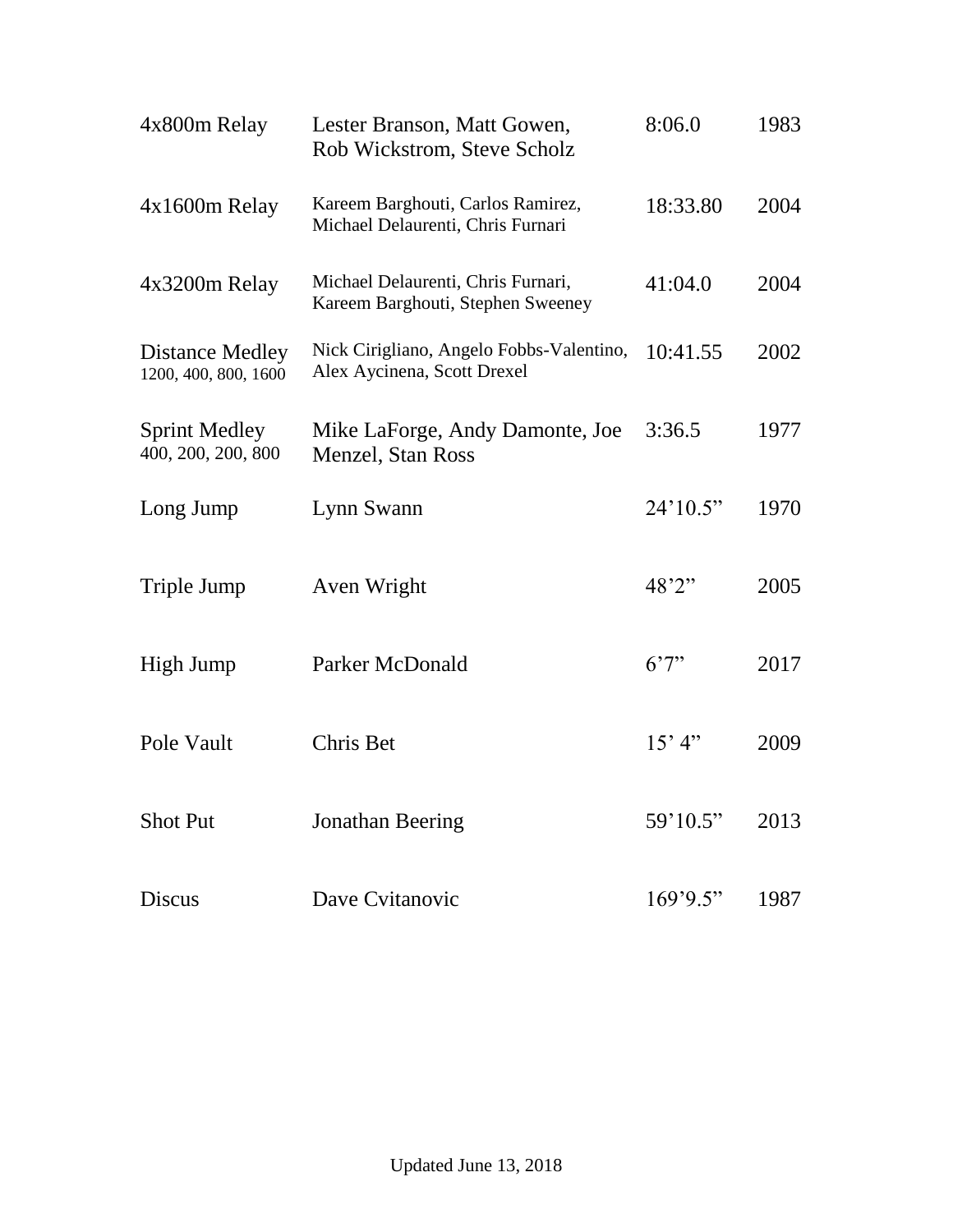| Event | Athlete(s) | Mark | Year |
|---|---|---|---|
| 4x800m Relay | Lester Branson, Matt Gowen, Rob Wickstrom, Steve Scholz | 8:06.0 | 1983 |
| 4x1600m Relay | Kareem Barghouti, Carlos Ramirez, Michael Delaurenti, Chris Furnari | 18:33.80 | 2004 |
| 4x3200m Relay | Michael Delaurenti, Chris Furnari, Kareem Barghouti, Stephen Sweeney | 41:04.0 | 2004 |
| Distance Medley 1200, 400, 800, 1600 | Nick Cirigliano, Angelo Fobbs-Valentino, Alex Aycinena, Scott Drexel | 10:41.55 | 2002 |
| Sprint Medley 400, 200, 200, 800 | Mike LaForge, Andy Damonte, Joe Menzel, Stan Ross | 3:36.5 | 1977 |
| Long Jump | Lynn Swann | 24'10.5" | 1970 |
| Triple Jump | Aven Wright | 48'2" | 2005 |
| High Jump | Parker McDonald | 6'7" | 2017 |
| Pole Vault | Chris Bet | 15' 4" | 2009 |
| Shot Put | Jonathan Beering | 59'10.5" | 2013 |
| Discus | Dave Cvitanovic | 169'9.5" | 1987 |

Updated June 13, 2018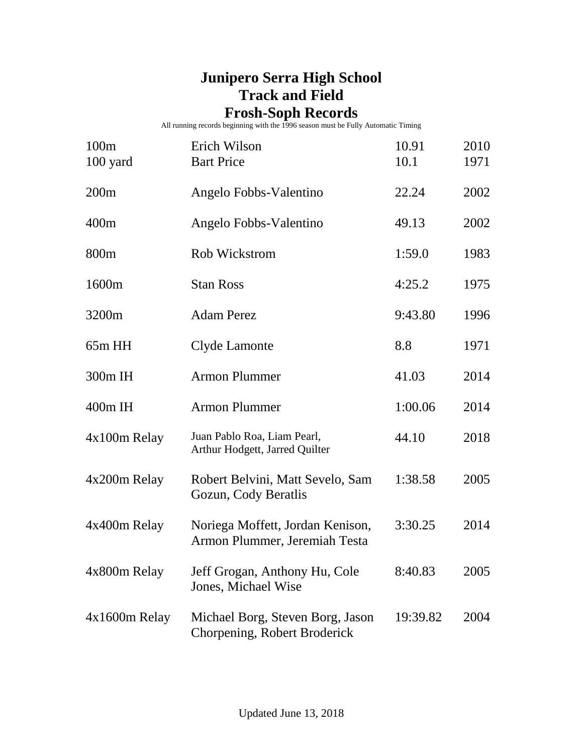# Junipero Serra High School
# Track and Field
# Frosh-Soph Records

All running records beginning with the 1996 season must be Fully Automatic Timing

| Event | Name | Mark | Year |
|---|---|---|---|
| 100m | Erich Wilson | 10.91 | 2010 |
| 100 yard | Bart Price | 10.1 | 1971 |
| 200m | Angelo Fobbs-Valentino | 22.24 | 2002 |
| 400m | Angelo Fobbs-Valentino | 49.13 | 2002 |
| 800m | Rob Wickstrom | 1:59.0 | 1983 |
| 1600m | Stan Ross | 4:25.2 | 1975 |
| 3200m | Adam Perez | 9:43.80 | 1996 |
| 65m HH | Clyde Lamonte | 8.8 | 1971 |
| 300m IH | Armon Plummer | 41.03 | 2014 |
| 400m IH | Armon Plummer | 1:00.06 | 2014 |
| 4x100m Relay | Juan Pablo Roa, Liam Pearl, Arthur Hodgett, Jarred Quilter | 44.10 | 2018 |
| 4x200m Relay | Robert Belvini, Matt Sevelo, Sam Gozun, Cody Beratlis | 1:38.58 | 2005 |
| 4x400m Relay | Noriega Moffett, Jordan Kenison, Armon Plummer, Jeremiah Testa | 3:30.25 | 2014 |
| 4x800m Relay | Jeff Grogan, Anthony Hu, Cole Jones, Michael Wise | 8:40.83 | 2005 |
| 4x1600m Relay | Michael Borg, Steven Borg, Jason Chorpening, Robert Broderick | 19:39.82 | 2004 |

Updated June 13, 2018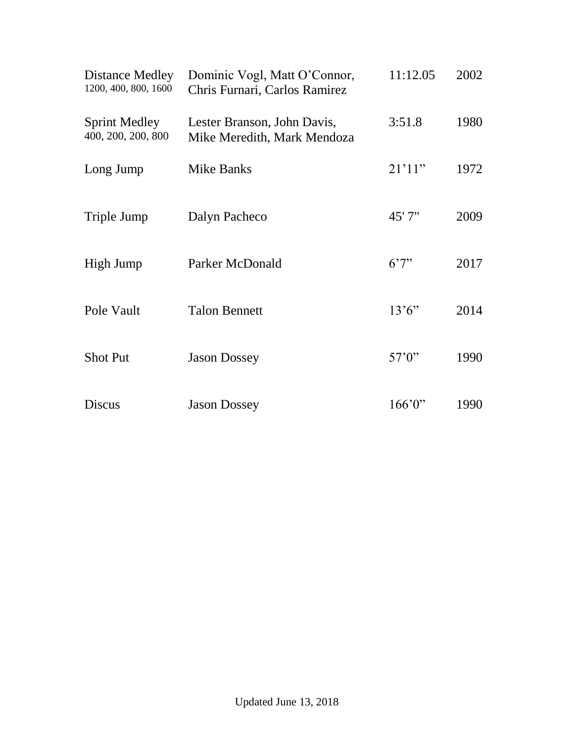| | | | |
|---|---|---|---|
| Distance Medley<br>1200, 400, 800, 1600 | Dominic Vogl, Matt O’Connor,<br>Chris Furnari, Carlos Ramirez | 11:12.05 | 2002 |
| Sprint Medley<br>400, 200, 200, 800 | Lester Branson, John Davis,<br>Mike Meredith, Mark Mendoza | 3:51.8 | 1980 |
| Long Jump | Mike Banks | 21’11” | 1972 |
| Triple Jump | Dalyn Pacheco | 45' 7" | 2009 |
| High Jump | Parker McDonald | 6’7” | 2017 |
| Pole Vault | Talon Bennett | 13’6” | 2014 |
| Shot Put | Jason Dossey | 57’0” | 1990 |
| Discus | Jason Dossey | 166’0” | 1990 |

Updated June 13, 2018